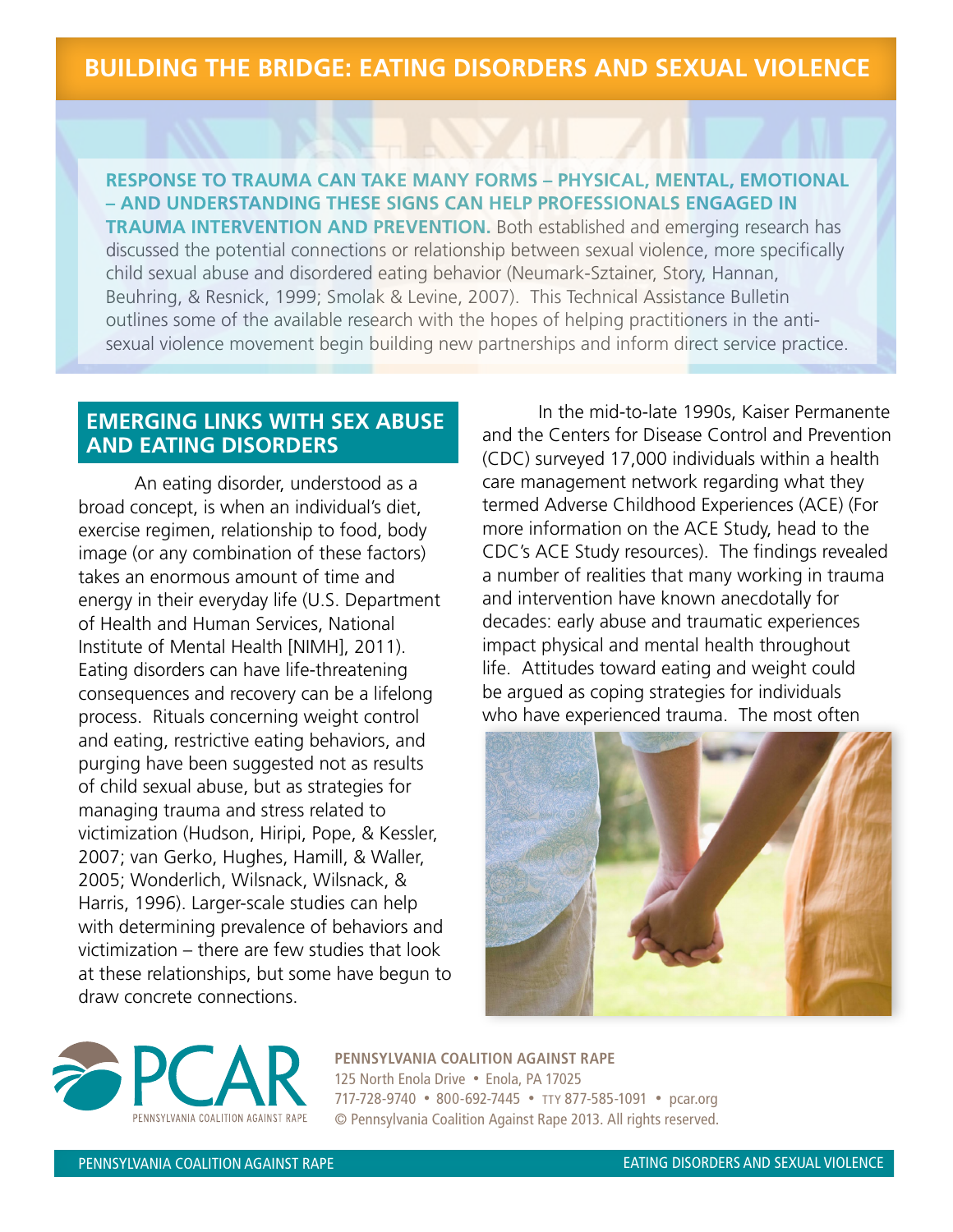# BUILDING THE BRIDGE: EATING DISORDERS AND SEXUAL VIOLENCE

**RESPONSE TO TRAUMA CAN TAKE MANY FORMS – PHYSICAL, MENTAL, EMOTIONAL – AND UNDERSTANDING THESE SIGNS CAN HELP PROFESSIONALS ENGAGED IN TRAUMA INTERVENTION AND PREVENTION.** Both established and emerging research has discussed the potential connections or relationship between sexual violence, more specifically child sexual abuse and disordered eating behavior (Neumark-Sztainer, Story, Hannan, Beuhring, & Resnick, 1999; Smolak & Levine, 2007). This Technical Assistance Bulletin outlines some of the available research with the hopes of helping practitioners in the anti-sexual violence movement begin building new partnerships and inform direct service practice.

## EMERGING LINKS WITH SEX ABUSE AND EATING DISORDERS

An eating disorder, understood as a broad concept, is when an individual's diet, exercise regimen, relationship to food, body image (or any combination of these factors) takes an enormous amount of time and energy in their everyday life (U.S. Department of Health and Human Services, National Institute of Mental Health [NIMH], 2011). Eating disorders can have life-threatening consequences and recovery can be a lifelong process. Rituals concerning weight control and eating, restrictive eating behaviors, and purging have been suggested not as results of child sexual abuse, but as strategies for managing trauma and stress related to victimization (Hudson, Hiripi, Pope, & Kessler, 2007; van Gerko, Hughes, Hamill, & Waller, 2005; Wonderlich, Wilsnack, Wilsnack, & Harris, 1996). Larger-scale studies can help with determining prevalence of behaviors and victimization – there are few studies that look at these relationships, but some have begun to draw concrete connections.

In the mid-to-late 1990s, Kaiser Permanente and the Centers for Disease Control and Prevention (CDC) surveyed 17,000 individuals within a health care management network regarding what they termed Adverse Childhood Experiences (ACE) (For more information on the ACE Study, head to the CDC's ACE Study resources). The findings revealed a number of realities that many working in trauma and intervention have known anecdotally for decades: early abuse and traumatic experiences impact physical and mental health throughout life. Attitudes toward eating and weight could be argued as coping strategies for individuals who have experienced trauma. The most often

**PENNSYLVANIA COALITION AGAINST RAPE**
125 North Enola Drive • Enola, PA 17025
717-728-9740 • 800-692-7445 • TTY 877-585-1091 • pcar.org
© Pennsylvania Coalition Against Rape 2013. All rights reserved.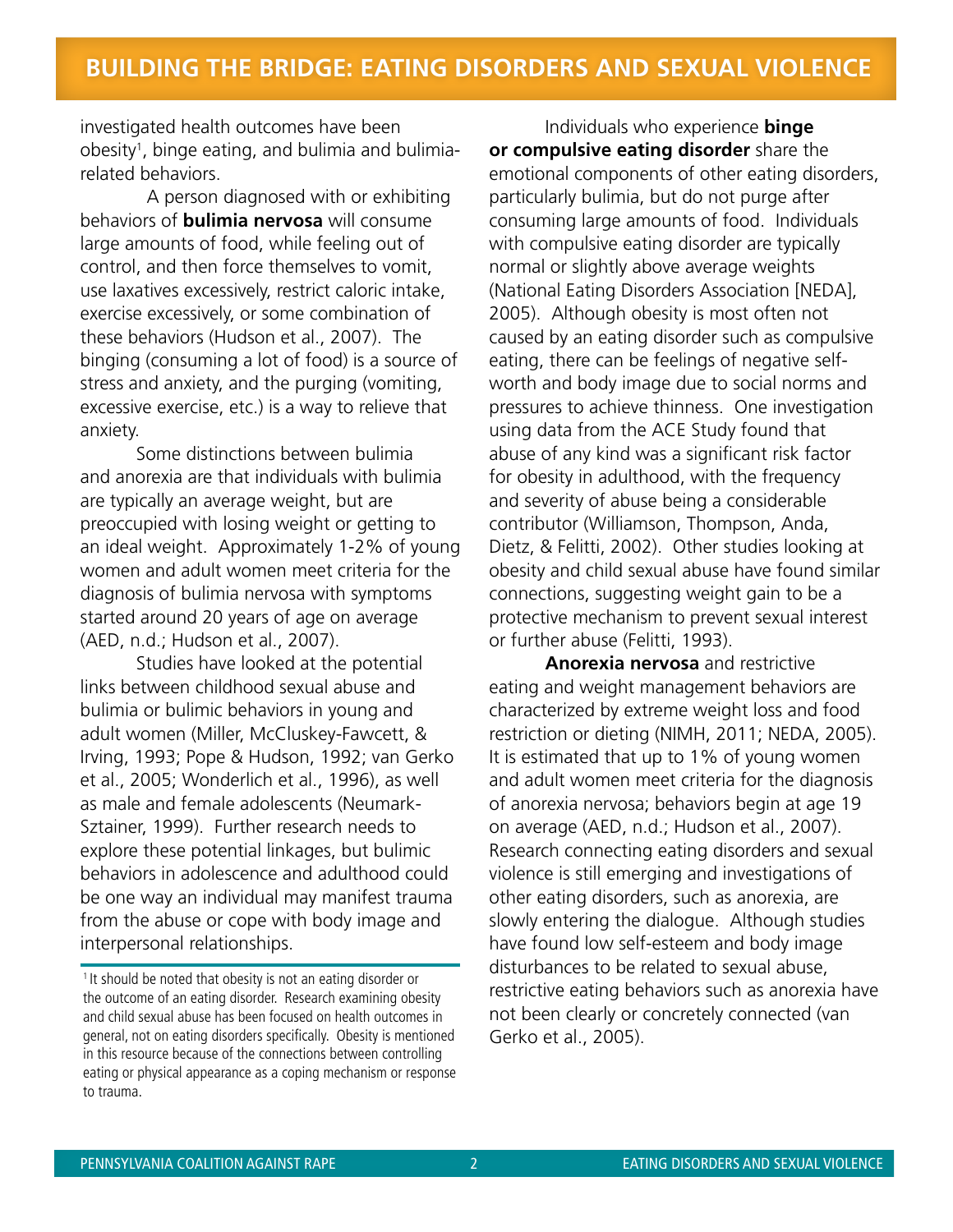investigated health outcomes have been obesity[1], binge eating, and bulimia and bulimia-related behaviors.

A person diagnosed with or exhibiting behaviors of **bulimia nervosa** will consume large amounts of food, while feeling out of control, and then force themselves to vomit, use laxatives excessively, restrict caloric intake, exercise excessively, or some combination of these behaviors (Hudson et al., 2007). The binging (consuming a lot of food) is a source of stress and anxiety, and the purging (vomiting, excessive exercise, etc.) is a way to relieve that anxiety.

Some distinctions between bulimia and anorexia are that individuals with bulimia are typically an average weight, but are preoccupied with losing weight or getting to an ideal weight. Approximately 1-2% of young women and adult women meet criteria for the diagnosis of bulimia nervosa with symptoms started around 20 years of age on average (AED, n.d.; Hudson et al., 2007).

Studies have looked at the potential links between childhood sexual abuse and bulimia or bulimic behaviors in young and adult women (Miller, McCluskey-Fawcett, & Irving, 1993; Pope & Hudson, 1992; van Gerko et al., 2005; Wonderlich et al., 1996), as well as male and female adolescents (Neumark-Sztainer, 1999). Further research needs to explore these potential linkages, but bulimic behaviors in adolescence and adulthood could be one way an individual may manifest trauma from the abuse or cope with body image and interpersonal relationships.

Individuals who experience **binge or compulsive eating disorder** share the emotional components of other eating disorders, particularly bulimia, but do not purge after consuming large amounts of food. Individuals with compulsive eating disorder are typically normal or slightly above average weights (National Eating Disorders Association [NEDA], 2005). Although obesity is most often not caused by an eating disorder such as compulsive eating, there can be feelings of negative self-worth and body image due to social norms and pressures to achieve thinness. One investigation using data from the ACE Study found that abuse of any kind was a significant risk factor for obesity in adulthood, with the frequency and severity of abuse being a considerable contributor (Williamson, Thompson, Anda, Dietz, & Felitti, 2002). Other studies looking at obesity and child sexual abuse have found similar connections, suggesting weight gain to be a protective mechanism to prevent sexual interest or further abuse (Felitti, 1993).

**Anorexia nervosa** and restrictive eating and weight management behaviors are characterized by extreme weight loss and food restriction or dieting (NIMH, 2011; NEDA, 2005). It is estimated that up to 1% of young women and adult women meet criteria for the diagnosis of anorexia nervosa; behaviors begin at age 19 on average (AED, n.d.; Hudson et al., 2007). Research connecting eating disorders and sexual violence is still emerging and investigations of other eating disorders, such as anorexia, are slowly entering the dialogue. Although studies have found low self-esteem and body image disturbances to be related to sexual abuse, restrictive eating behaviors such as anorexia have not been clearly or concretely connected (van Gerko et al., 2005).

---

[1] It should be noted that obesity is not an eating disorder or the outcome of an eating disorder. Research examining obesity and child sexual abuse has been focused on health outcomes in general, not on eating disorders specifically. Obesity is mentioned in this resource because of the connections between controlling eating or physical appearance as a coping mechanism or response to trauma.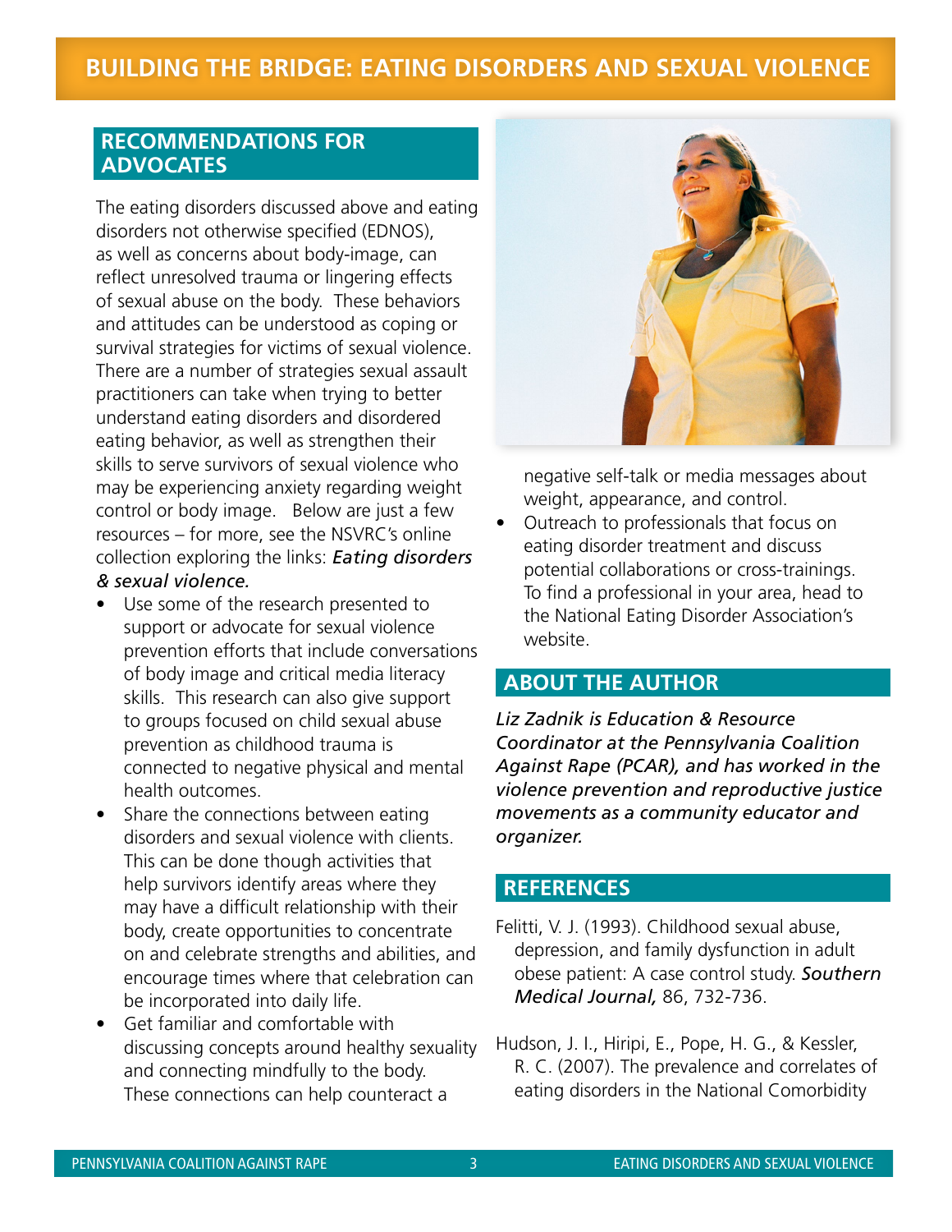## RECOMMENDATIONS FOR ADVOCATES

The eating disorders discussed above and eating disorders not otherwise specified (EDNOS), as well as concerns about body-image, can reflect unresolved trauma or lingering effects of sexual abuse on the body. These behaviors and attitudes can be understood as coping or survival strategies for victims of sexual violence. There are a number of strategies sexual assault practitioners can take when trying to better understand eating disorders and disordered eating behavior, as well as strengthen their skills to serve survivors of sexual violence who may be experiencing anxiety regarding weight control or body image. Below are just a few resources – for more, see the NSVRC's online collection exploring the links: ***Eating disorders & sexual violence.***

- Use some of the research presented to support or advocate for sexual violence prevention efforts that include conversations of body image and critical media literacy skills. This research can also give support to groups focused on child sexual abuse prevention as childhood trauma is connected to negative physical and mental health outcomes.
- Share the connections between eating disorders and sexual violence with clients. This can be done though activities that help survivors identify areas where they may have a difficult relationship with their body, create opportunities to concentrate on and celebrate strengths and abilities, and encourage times where that celebration can be incorporated into daily life.
- Get familiar and comfortable with discussing concepts around healthy sexuality and connecting mindfully to the body. These connections can help counteract a negative self-talk or media messages about weight, appearance, and control.
- Outreach to professionals that focus on eating disorder treatment and discuss potential collaborations or cross-trainings. To find a professional in your area, head to the National Eating Disorder Association's website.

## ABOUT THE AUTHOR

*Liz Zadnik is Education & Resource Coordinator at the Pennsylvania Coalition Against Rape (PCAR), and has worked in the violence prevention and reproductive justice movements as a community educator and organizer.*

## REFERENCES

Felitti, V. J. (1993). Childhood sexual abuse, depression, and family dysfunction in adult obese patient: A case control study. ***Southern Medical Journal,*** 86, 732-736.

Hudson, J. I., Hiripi, E., Pope, H. G., & Kessler, R. C. (2007). The prevalence and correlates of eating disorders in the National Comorbidity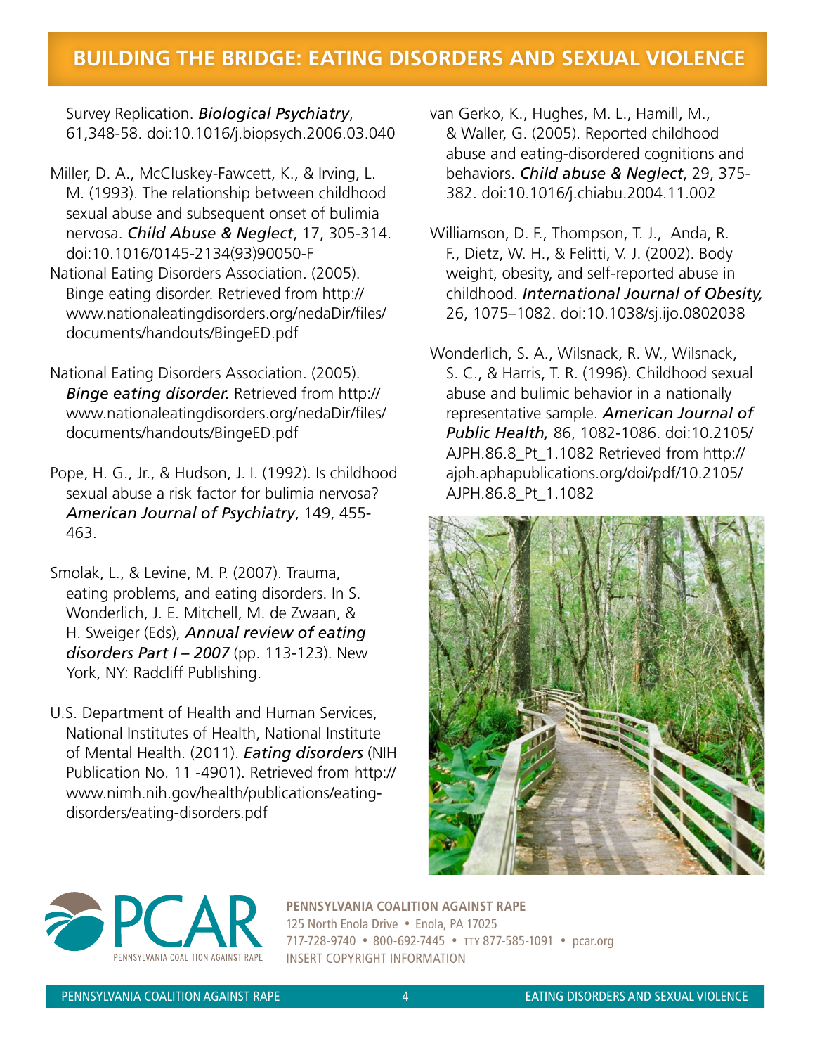Survey Replication. *Biological Psychiatry*, 61,348-58. doi:10.1016/j.biopsych.2006.03.040

Miller, D. A., McCluskey-Fawcett, K., & Irving, L. M. (1993). The relationship between childhood sexual abuse and subsequent onset of bulimia nervosa. *Child Abuse & Neglect*, 17, 305-314. doi:10.1016/0145-2134(93)90050-F

National Eating Disorders Association. (2005). Binge eating disorder. Retrieved from http://www.nationaleatingdisorders.org/nedaDir/files/documents/handouts/BingeED.pdf

National Eating Disorders Association. (2005). *Binge eating disorder.* Retrieved from http://www.nationaleatingdisorders.org/nedaDir/files/documents/handouts/BingeED.pdf

Pope, H. G., Jr., & Hudson, J. I. (1992). Is childhood sexual abuse a risk factor for bulimia nervosa? *American Journal of Psychiatry*, 149, 455-463.

Smolak, L., & Levine, M. P. (2007). Trauma, eating problems, and eating disorders. In S. Wonderlich, J. E. Mitchell, M. de Zwaan, & H. Sweiger (Eds), *Annual review of eating disorders Part I – 2007* (pp. 113-123). New York, NY: Radcliff Publishing.

U.S. Department of Health and Human Services, National Institutes of Health, National Institute of Mental Health. (2011). *Eating disorders* (NIH Publication No. 11 -4901). Retrieved from http://www.nimh.nih.gov/health/publications/eating-disorders/eating-disorders.pdf

van Gerko, K., Hughes, M. L., Hamill, M., & Waller, G. (2005). Reported childhood abuse and eating-disordered cognitions and behaviors. *Child abuse & Neglect*, 29, 375-382. doi:10.1016/j.chiabu.2004.11.002

Williamson, D. F., Thompson, T. J., Anda, R. F., Dietz, W. H., & Felitti, V. J. (2002). Body weight, obesity, and self-reported abuse in childhood. *International Journal of Obesity,* 26, 1075–1082. doi:10.1038/sj.ijo.0802038

Wonderlich, S. A., Wilsnack, R. W., Wilsnack, S. C., & Harris, T. R. (1996). Childhood sexual abuse and bulimic behavior in a nationally representative sample. *American Journal of Public Health,* 86, 1082-1086. doi:10.2105/AJPH.86.8_Pt_1.1082 Retrieved from http://ajph.aphapublications.org/doi/pdf/10.2105/AJPH.86.8_Pt_1.1082

**PENNSYLVANIA COALITION AGAINST RAPE**
125 North Enola Drive • Enola, PA 17025
717-728-9740 • 800-692-7445 • TTY 877-585-1091 • pcar.org
INSERT COPYRIGHT INFORMATION